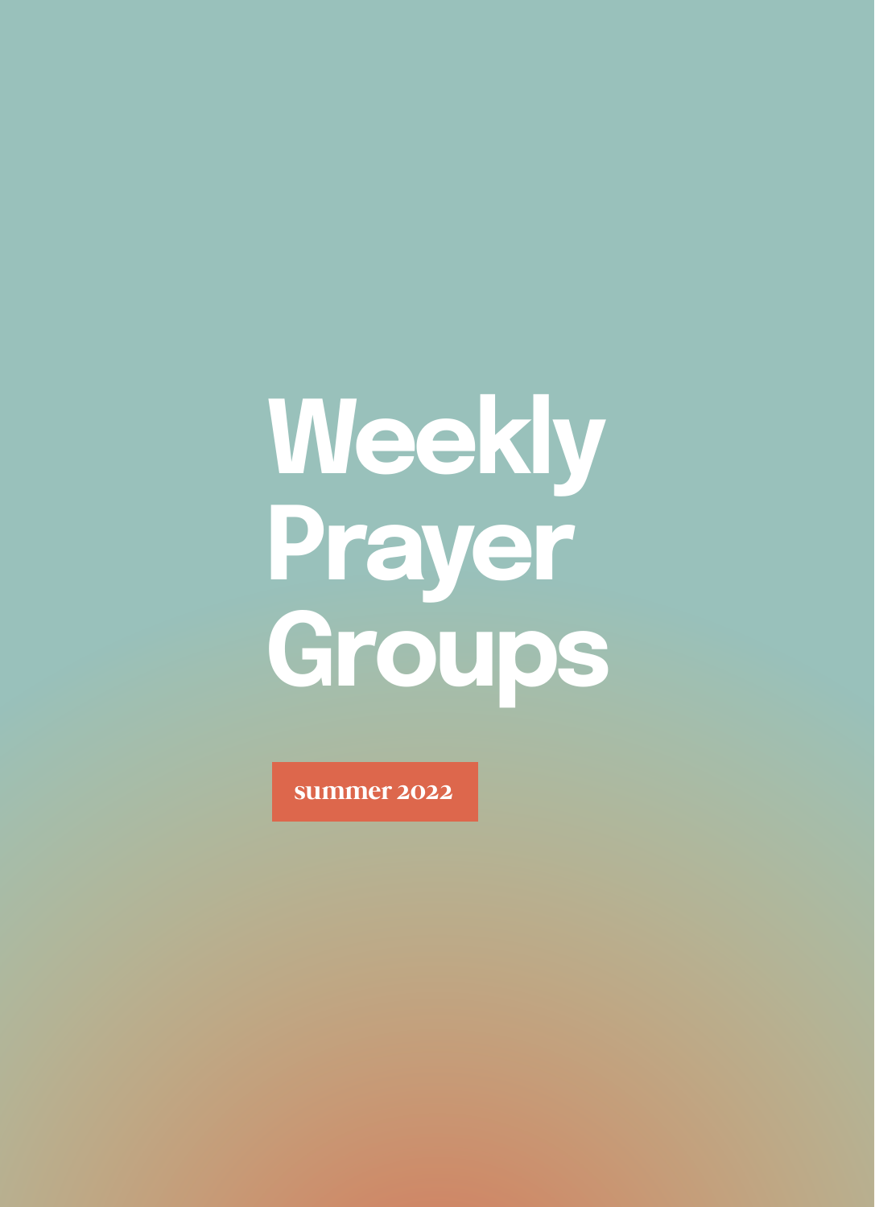# Weekly Prayer Groups

summer 2022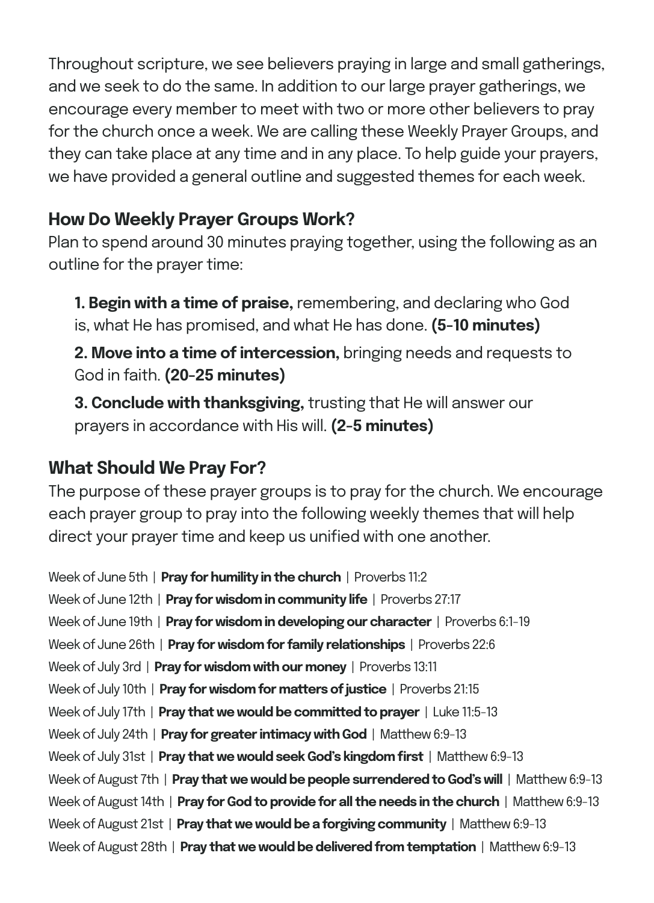Throughout scripture, we see believers praying in large and small gatherings, and we seek to do the same. In addition to our large prayer gatherings, we encourage every member to meet with two or more other believers to pray for the church once a week. We are calling these Weekly Prayer Groups, and they can take place at any time and in any place. To help guide your prayers, we have provided a general outline and suggested themes for each week.

## How Do Weekly Prayer Groups Work?

Plan to spend around 30 minutes praying together, using the following as an outline for the prayer time:

**1. Begin with a time of praise,** remembering, and declaring who God is, what He has promised, and what He has done. **(5-10 minutes)**

**2. Move into a time of intercession,** bringing needs and requests to God in faith. **(20-25 minutes)**

**3. Conclude with thanksgiving,** trusting that He will answer our prayers in accordance with His will. **(2-5 minutes)**

## What Should We Pray For?

The purpose of these prayer groups is to pray for the church. We encourage each prayer group to pray into the following weekly themes that will help direct your prayer time and keep us unified with one another.

Week of June 5th | **Pray for humility in the church** | Proverbs 11:2
Week of June 12th | **Pray for wisdom in community life** | Proverbs 27:17
Week of June 19th | **Pray for wisdom in developing our character** | Proverbs 6:1-19
Week of June 26th | **Pray for wisdom for family relationships** | Proverbs 22:6
Week of July 3rd | **Pray for wisdom with our money** | Proverbs 13:11
Week of July 10th | **Pray for wisdom for matters of justice** | Proverbs 21:15
Week of July 17th | **Pray that we would be committed to prayer** | Luke 11:5-13
Week of July 24th | **Pray for greater intimacy with God** | Matthew 6:9-13
Week of July 31st | **Pray that we would seek God's kingdom first** | Matthew 6:9-13
Week of August 7th | **Pray that we would be people surrendered to God's will** | Matthew 6:9-13
Week of August 14th | **Pray for God to provide for all the needs in the church** | Matthew 6:9-13
Week of August 21st | **Pray that we would be a forgiving community** | Matthew 6:9-13
Week of August 28th | **Pray that we would be delivered from temptation** | Matthew 6:9-13